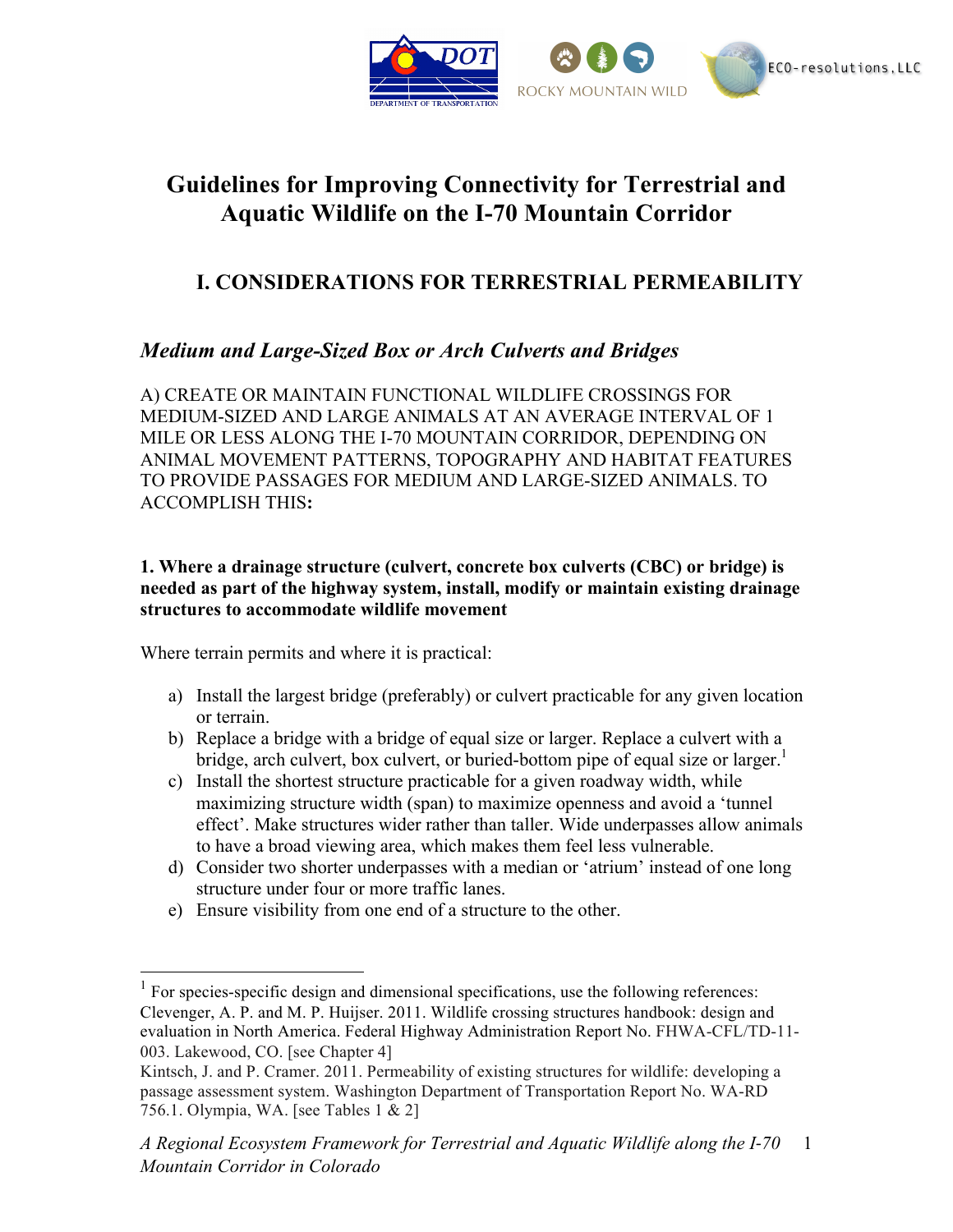# Guidelines for Improving Connectivity for Terrestrial and Aquatic Wildlife on the I-70 Mountain Corridor

## I. CONSIDERATIONS FOR TERRESTRIAL PERMEABILITY

### *Medium and Large-Sized Box or Arch Culverts and Bridges*

A) CREATE OR MAINTAIN FUNCTIONAL WILDLIFE CROSSINGS FOR MEDIUM-SIZED AND LARGE ANIMALS AT AN AVERAGE INTERVAL OF 1 MILE OR LESS ALONG THE I-70 MOUNTAIN CORRIDOR, DEPENDING ON ANIMAL MOVEMENT PATTERNS, TOPOGRAPHY AND HABITAT FEATURES TO PROVIDE PASSAGES FOR MEDIUM AND LARGE-SIZED ANIMALS. TO ACCOMPLISH THIS**:**

**1. Where a drainage structure (culvert, concrete box culverts (CBC) or bridge) is needed as part of the highway system, install, modify or maintain existing drainage structures to accommodate wildlife movement**

Where terrain permits and where it is practical:

a) Install the largest bridge (preferably) or culvert practicable for any given location or terrain.
b) Replace a bridge with a bridge of equal size or larger. Replace a culvert with a bridge, arch culvert, box culvert, or buried-bottom pipe of equal size or larger.[1]
c) Install the shortest structure practicable for a given roadway width, while maximizing structure width (span) to maximize openness and avoid a 'tunnel effect'. Make structures wider rather than taller. Wide underpasses allow animals to have a broad viewing area, which makes them feel less vulnerable.
d) Consider two shorter underpasses with a median or 'atrium' instead of one long structure under four or more traffic lanes.
e) Ensure visibility from one end of a structure to the other.

---

[1] For species-specific design and dimensional specifications, use the following references: Clevenger, A. P. and M. P. Huijser. 2011. Wildlife crossing structures handbook: design and evaluation in North America. Federal Highway Administration Report No. FHWA-CFL/TD-11-003. Lakewood, CO. [see Chapter 4]
Kintsch, J. and P. Cramer. 2011. Permeability of existing structures for wildlife: developing a passage assessment system. Washington Department of Transportation Report No. WA-RD 756.1. Olympia, WA. [see Tables 1 & 2]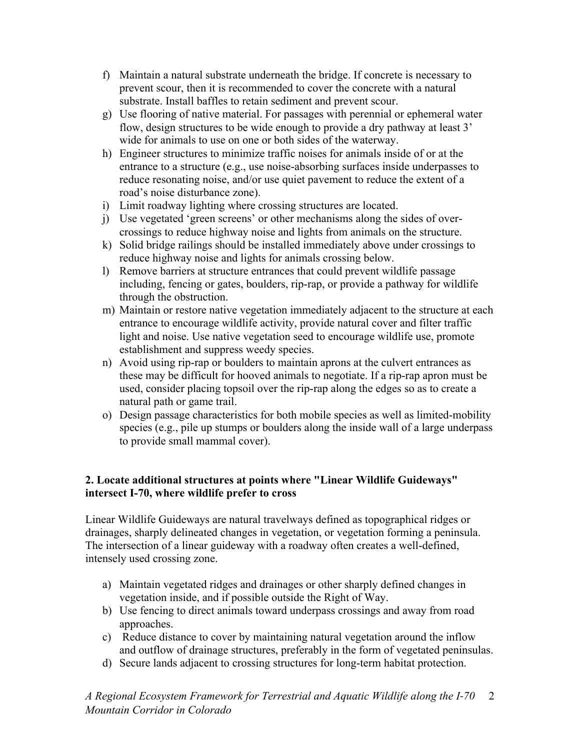f) Maintain a natural substrate underneath the bridge. If concrete is necessary to prevent scour, then it is recommended to cover the concrete with a natural substrate. Install baffles to retain sediment and prevent scour.
g) Use flooring of native material. For passages with perennial or ephemeral water flow, design structures to be wide enough to provide a dry pathway at least 3' wide for animals to use on one or both sides of the waterway.
h) Engineer structures to minimize traffic noises for animals inside of or at the entrance to a structure (e.g., use noise-absorbing surfaces inside underpasses to reduce resonating noise, and/or use quiet pavement to reduce the extent of a road's noise disturbance zone).
i) Limit roadway lighting where crossing structures are located.
j) Use vegetated 'green screens' or other mechanisms along the sides of over-crossings to reduce highway noise and lights from animals on the structure.
k) Solid bridge railings should be installed immediately above under crossings to reduce highway noise and lights for animals crossing below.
l) Remove barriers at structure entrances that could prevent wildlife passage including, fencing or gates, boulders, rip-rap, or provide a pathway for wildlife through the obstruction.
m) Maintain or restore native vegetation immediately adjacent to the structure at each entrance to encourage wildlife activity, provide natural cover and filter traffic light and noise. Use native vegetation seed to encourage wildlife use, promote establishment and suppress weedy species.
n) Avoid using rip-rap or boulders to maintain aprons at the culvert entrances as these may be difficult for hooved animals to negotiate. If a rip-rap apron must be used, consider placing topsoil over the rip-rap along the edges so as to create a natural path or game trail.
o) Design passage characteristics for both mobile species as well as limited-mobility species (e.g., pile up stumps or boulders along the inside wall of a large underpass to provide small mammal cover).

**2. Locate additional structures at points where "Linear Wildlife Guideways" intersect I-70, where wildlife prefer to cross**

Linear Wildlife Guideways are natural travelways defined as topographical ridges or drainages, sharply delineated changes in vegetation, or vegetation forming a peninsula. The intersection of a linear guideway with a roadway often creates a well-defined, intensely used crossing zone.

a) Maintain vegetated ridges and drainages or other sharply defined changes in vegetation inside, and if possible outside the Right of Way.
b) Use fencing to direct animals toward underpass crossings and away from road approaches.
c) Reduce distance to cover by maintaining natural vegetation around the inflow and outflow of drainage structures, preferably in the form of vegetated peninsulas.
d) Secure lands adjacent to crossing structures for long-term habitat protection.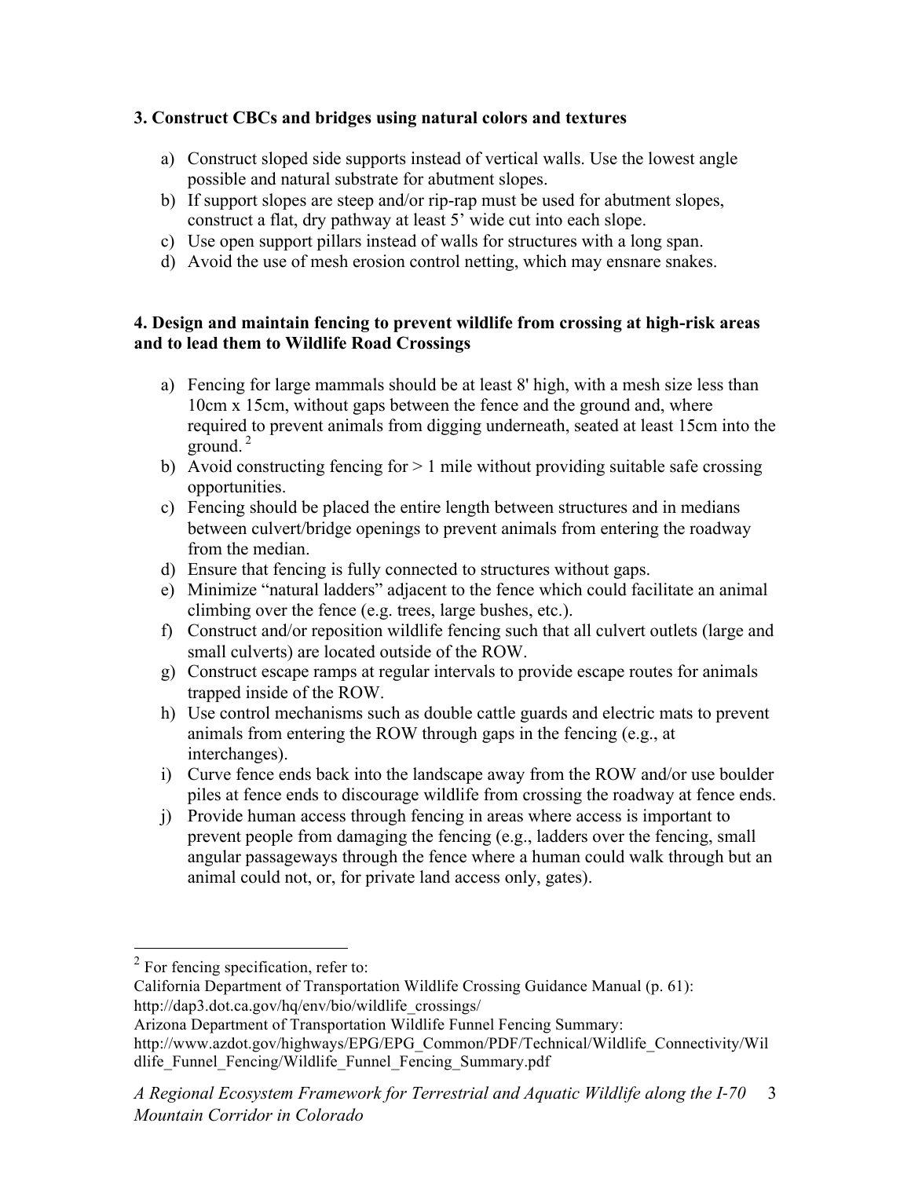**3. Construct CBCs and bridges using natural colors and textures**

a) Construct sloped side supports instead of vertical walls. Use the lowest angle possible and natural substrate for abutment slopes.
b) If support slopes are steep and/or rip-rap must be used for abutment slopes, construct a flat, dry pathway at least 5' wide cut into each slope.
c) Use open support pillars instead of walls for structures with a long span.
d) Avoid the use of mesh erosion control netting, which may ensnare snakes.

**4. Design and maintain fencing to prevent wildlife from crossing at high-risk areas and to lead them to Wildlife Road Crossings**

a) Fencing for large mammals should be at least 8' high, with a mesh size less than 10cm x 15cm, without gaps between the fence and the ground and, where required to prevent animals from digging underneath, seated at least 15cm into the ground. [2]
b) Avoid constructing fencing for > 1 mile without providing suitable safe crossing opportunities.
c) Fencing should be placed the entire length between structures and in medians between culvert/bridge openings to prevent animals from entering the roadway from the median.
d) Ensure that fencing is fully connected to structures without gaps.
e) Minimize "natural ladders" adjacent to the fence which could facilitate an animal climbing over the fence (e.g. trees, large bushes, etc.).
f) Construct and/or reposition wildlife fencing such that all culvert outlets (large and small culverts) are located outside of the ROW.
g) Construct escape ramps at regular intervals to provide escape routes for animals trapped inside of the ROW.
h) Use control mechanisms such as double cattle guards and electric mats to prevent animals from entering the ROW through gaps in the fencing (e.g., at interchanges).
i) Curve fence ends back into the landscape away from the ROW and/or use boulder piles at fence ends to discourage wildlife from crossing the roadway at fence ends.
j) Provide human access through fencing in areas where access is important to prevent people from damaging the fencing (e.g., ladders over the fencing, small angular passageways through the fence where a human could walk through but an animal could not, or, for private land access only, gates).

---

[2] For fencing specification, refer to:
California Department of Transportation Wildlife Crossing Guidance Manual (p. 61): http://dap3.dot.ca.gov/hq/env/bio/wildlife_crossings/
Arizona Department of Transportation Wildlife Funnel Fencing Summary: http://www.azdot.gov/highways/EPG/EPG_Common/PDF/Technical/Wildlife_Connectivity/Wildlife_Funnel_Fencing/Wildlife_Funnel_Fencing_Summary.pdf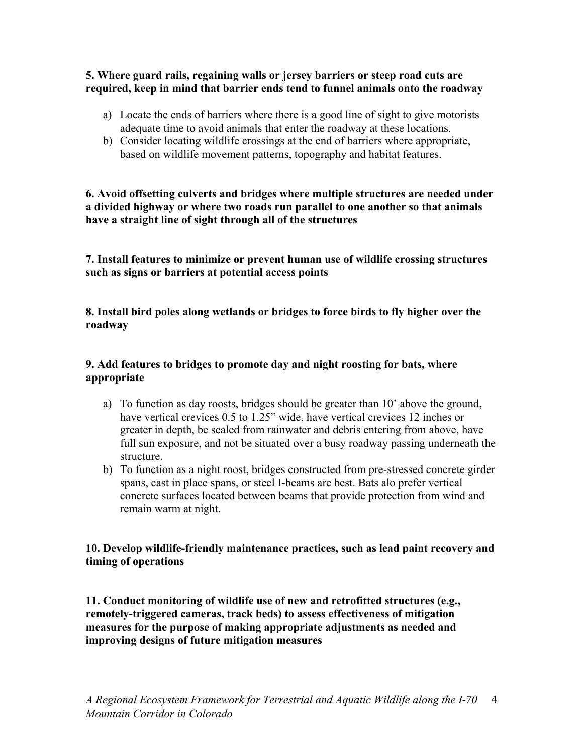**5. Where guard rails, regaining walls or jersey barriers or steep road cuts are required, keep in mind that barrier ends tend to funnel animals onto the roadway**

a) Locate the ends of barriers where there is a good line of sight to give motorists adequate time to avoid animals that enter the roadway at these locations.
b) Consider locating wildlife crossings at the end of barriers where appropriate, based on wildlife movement patterns, topography and habitat features.

**6. Avoid offsetting culverts and bridges where multiple structures are needed under a divided highway or where two roads run parallel to one another so that animals have a straight line of sight through all of the structures**

**7. Install features to minimize or prevent human use of wildlife crossing structures such as signs or barriers at potential access points**

**8. Install bird poles along wetlands or bridges to force birds to fly higher over the roadway**

**9. Add features to bridges to promote day and night roosting for bats, where appropriate**

a) To function as day roosts, bridges should be greater than 10' above the ground, have vertical crevices 0.5 to 1.25" wide, have vertical crevices 12 inches or greater in depth, be sealed from rainwater and debris entering from above, have full sun exposure, and not be situated over a busy roadway passing underneath the structure.
b) To function as a night roost, bridges constructed from pre-stressed concrete girder spans, cast in place spans, or steel I-beams are best. Bats alo prefer vertical concrete surfaces located between beams that provide protection from wind and remain warm at night.

**10. Develop wildlife-friendly maintenance practices, such as lead paint recovery and timing of operations**

**11. Conduct monitoring of wildlife use of new and retrofitted structures (e.g., remotely-triggered cameras, track beds) to assess effectiveness of mitigation measures for the purpose of making appropriate adjustments as needed and improving designs of future mitigation measures**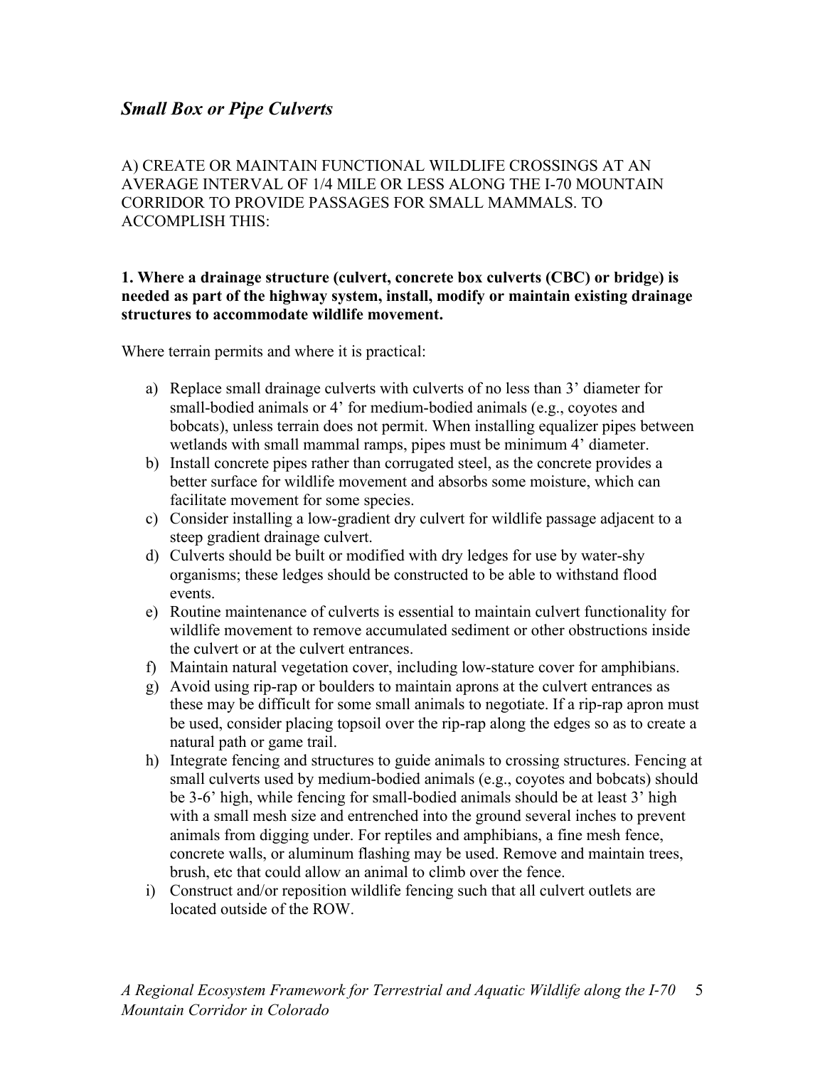## *Small Box or Pipe Culverts*

A) CREATE OR MAINTAIN FUNCTIONAL WILDLIFE CROSSINGS AT AN AVERAGE INTERVAL OF 1/4 MILE OR LESS ALONG THE I-70 MOUNTAIN CORRIDOR TO PROVIDE PASSAGES FOR SMALL MAMMALS. TO ACCOMPLISH THIS:

**1. Where a drainage structure (culvert, concrete box culverts (CBC) or bridge) is needed as part of the highway system, install, modify or maintain existing drainage structures to accommodate wildlife movement.**

Where terrain permits and where it is practical:

a) Replace small drainage culverts with culverts of no less than 3' diameter for small-bodied animals or 4' for medium-bodied animals (e.g., coyotes and bobcats), unless terrain does not permit. When installing equalizer pipes between wetlands with small mammal ramps, pipes must be minimum 4' diameter.
b) Install concrete pipes rather than corrugated steel, as the concrete provides a better surface for wildlife movement and absorbs some moisture, which can facilitate movement for some species.
c) Consider installing a low-gradient dry culvert for wildlife passage adjacent to a steep gradient drainage culvert.
d) Culverts should be built or modified with dry ledges for use by water-shy organisms; these ledges should be constructed to be able to withstand flood events.
e) Routine maintenance of culverts is essential to maintain culvert functionality for wildlife movement to remove accumulated sediment or other obstructions inside the culvert or at the culvert entrances.
f) Maintain natural vegetation cover, including low-stature cover for amphibians.
g) Avoid using rip-rap or boulders to maintain aprons at the culvert entrances as these may be difficult for some small animals to negotiate. If a rip-rap apron must be used, consider placing topsoil over the rip-rap along the edges so as to create a natural path or game trail.
h) Integrate fencing and structures to guide animals to crossing structures. Fencing at small culverts used by medium-bodied animals (e.g., coyotes and bobcats) should be 3-6' high, while fencing for small-bodied animals should be at least 3' high with a small mesh size and entrenched into the ground several inches to prevent animals from digging under. For reptiles and amphibians, a fine mesh fence, concrete walls, or aluminum flashing may be used. Remove and maintain trees, brush, etc that could allow an animal to climb over the fence.
i) Construct and/or reposition wildlife fencing such that all culvert outlets are located outside of the ROW.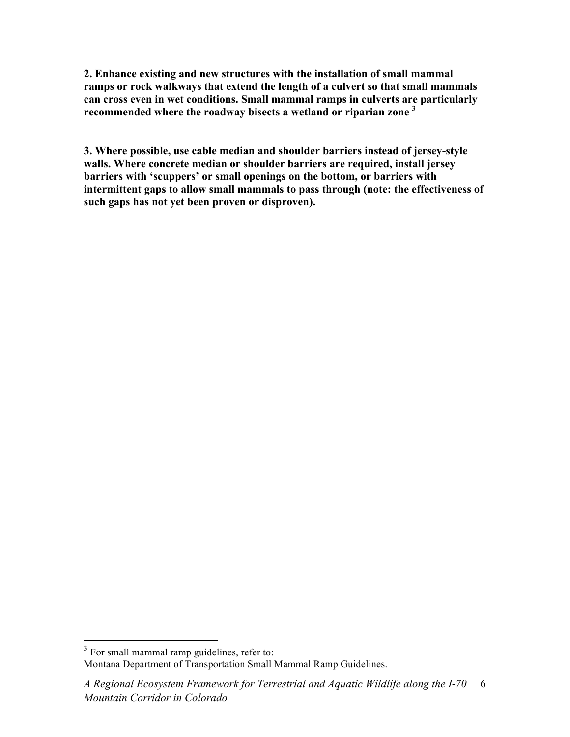**2. Enhance existing and new structures with the installation of small mammal ramps or rock walkways that extend the length of a culvert so that small mammals can cross even in wet conditions. Small mammal ramps in culverts are particularly recommended where the roadway bisects a wetland or riparian zone [3]**

**3. Where possible, use cable median and shoulder barriers instead of jersey-style walls. Where concrete median or shoulder barriers are required, install jersey barriers with 'scuppers' or small openings on the bottom, or barriers with intermittent gaps to allow small mammals to pass through (note: the effectiveness of such gaps has not yet been proven or disproven).**

---

[3] For small mammal ramp guidelines, refer to:
Montana Department of Transportation Small Mammal Ramp Guidelines.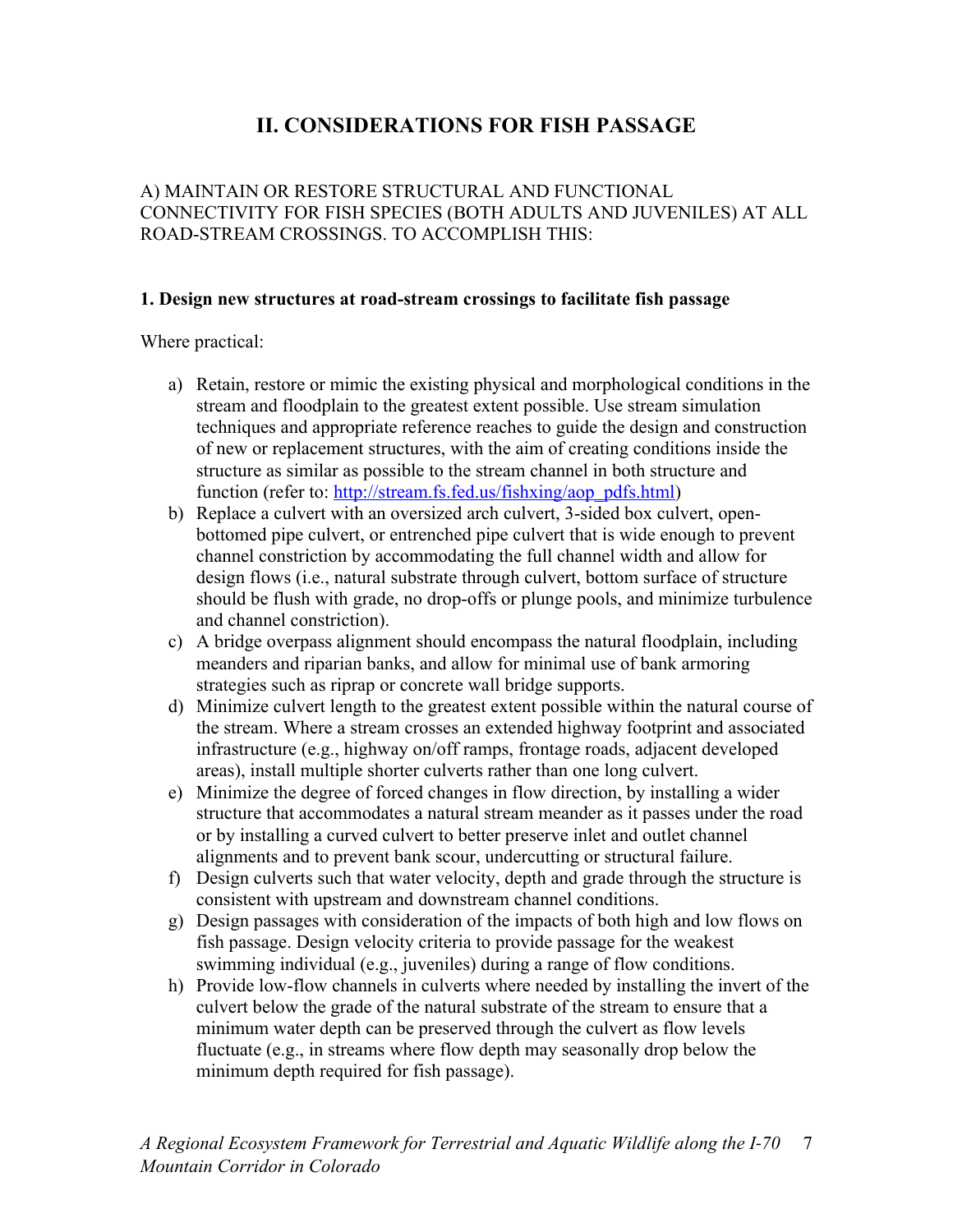## II. CONSIDERATIONS FOR FISH PASSAGE

A) MAINTAIN OR RESTORE STRUCTURAL AND FUNCTIONAL CONNECTIVITY FOR FISH SPECIES (BOTH ADULTS AND JUVENILES) AT ALL ROAD-STREAM CROSSINGS. TO ACCOMPLISH THIS:

### 1. Design new structures at road-stream crossings to facilitate fish passage

Where practical:

a) Retain, restore or mimic the existing physical and morphological conditions in the stream and floodplain to the greatest extent possible. Use stream simulation techniques and appropriate reference reaches to guide the design and construction of new or replacement structures, with the aim of creating conditions inside the structure as similar as possible to the stream channel in both structure and function (refer to: [http://stream.fs.fed.us/fishxing/aop_pdfs.html](http://stream.fs.fed.us/fishxing/aop_pdfs.html))

b) Replace a culvert with an oversized arch culvert, 3-sided box culvert, open-bottomed pipe culvert, or entrenched pipe culvert that is wide enough to prevent channel constriction by accommodating the full channel width and allow for design flows (i.e., natural substrate through culvert, bottom surface of structure should be flush with grade, no drop-offs or plunge pools, and minimize turbulence and channel constriction).

c) A bridge overpass alignment should encompass the natural floodplain, including meanders and riparian banks, and allow for minimal use of bank armoring strategies such as riprap or concrete wall bridge supports.

d) Minimize culvert length to the greatest extent possible within the natural course of the stream. Where a stream crosses an extended highway footprint and associated infrastructure (e.g., highway on/off ramps, frontage roads, adjacent developed areas), install multiple shorter culverts rather than one long culvert.

e) Minimize the degree of forced changes in flow direction, by installing a wider structure that accommodates a natural stream meander as it passes under the road or by installing a curved culvert to better preserve inlet and outlet channel alignments and to prevent bank scour, undercutting or structural failure.

f) Design culverts such that water velocity, depth and grade through the structure is consistent with upstream and downstream channel conditions.

g) Design passages with consideration of the impacts of both high and low flows on fish passage. Design velocity criteria to provide passage for the weakest swimming individual (e.g., juveniles) during a range of flow conditions.

h) Provide low-flow channels in culverts where needed by installing the invert of the culvert below the grade of the natural substrate of the stream to ensure that a minimum water depth can be preserved through the culvert as flow levels fluctuate (e.g., in streams where flow depth may seasonally drop below the minimum depth required for fish passage).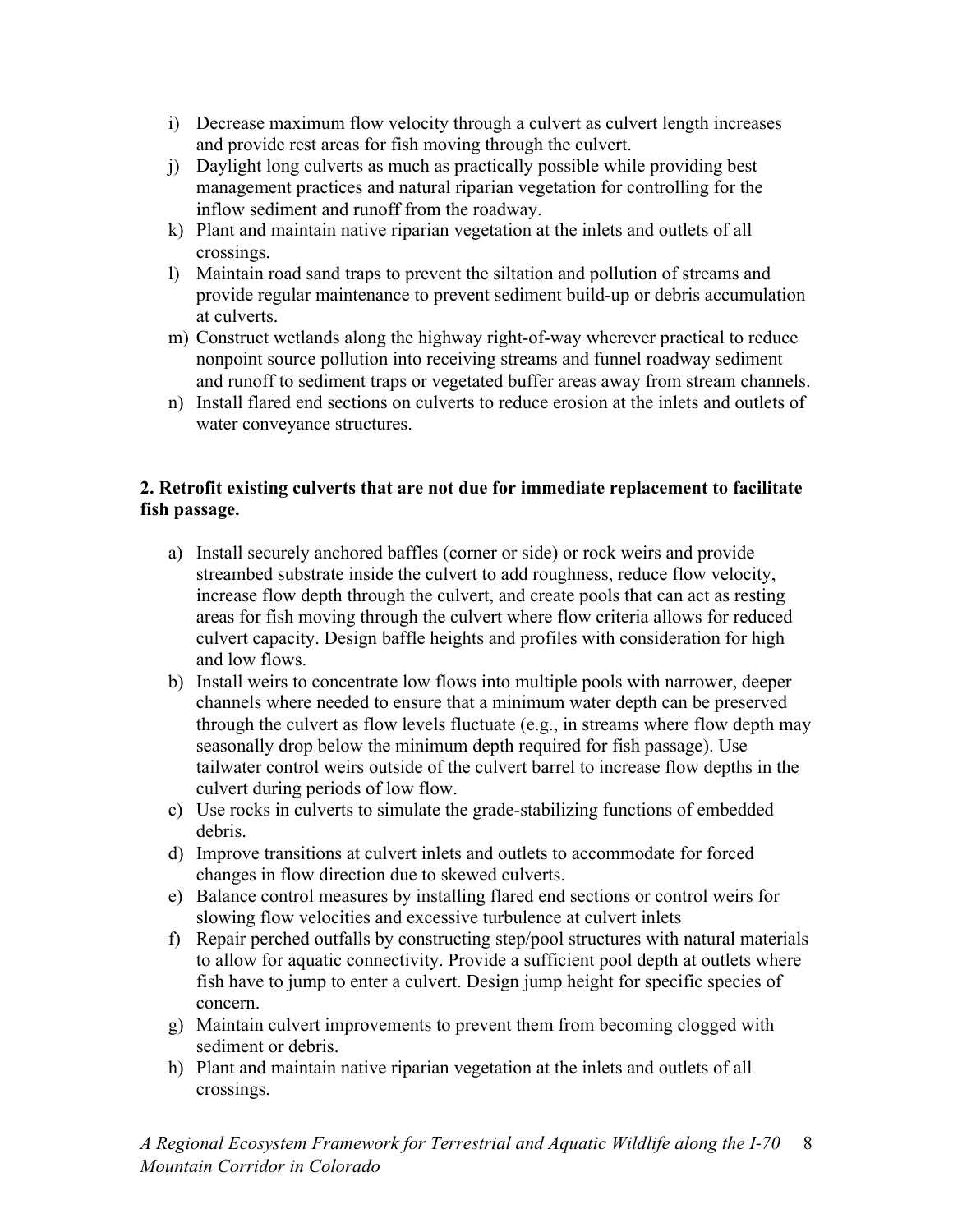i) Decrease maximum flow velocity through a culvert as culvert length increases and provide rest areas for fish moving through the culvert.
j) Daylight long culverts as much as practically possible while providing best management practices and natural riparian vegetation for controlling for the inflow sediment and runoff from the roadway.
k) Plant and maintain native riparian vegetation at the inlets and outlets of all crossings.
l) Maintain road sand traps to prevent the siltation and pollution of streams and provide regular maintenance to prevent sediment build-up or debris accumulation at culverts.
m) Construct wetlands along the highway right-of-way wherever practical to reduce nonpoint source pollution into receiving streams and funnel roadway sediment and runoff to sediment traps or vegetated buffer areas away from stream channels.
n) Install flared end sections on culverts to reduce erosion at the inlets and outlets of water conveyance structures.

**2. Retrofit existing culverts that are not due for immediate replacement to facilitate fish passage.**

a) Install securely anchored baffles (corner or side) or rock weirs and provide streambed substrate inside the culvert to add roughness, reduce flow velocity, increase flow depth through the culvert, and create pools that can act as resting areas for fish moving through the culvert where flow criteria allows for reduced culvert capacity. Design baffle heights and profiles with consideration for high and low flows.
b) Install weirs to concentrate low flows into multiple pools with narrower, deeper channels where needed to ensure that a minimum water depth can be preserved through the culvert as flow levels fluctuate (e.g., in streams where flow depth may seasonally drop below the minimum depth required for fish passage). Use tailwater control weirs outside of the culvert barrel to increase flow depths in the culvert during periods of low flow.
c) Use rocks in culverts to simulate the grade-stabilizing functions of embedded debris.
d) Improve transitions at culvert inlets and outlets to accommodate for forced changes in flow direction due to skewed culverts.
e) Balance control measures by installing flared end sections or control weirs for slowing flow velocities and excessive turbulence at culvert inlets
f) Repair perched outfalls by constructing step/pool structures with natural materials to allow for aquatic connectivity. Provide a sufficient pool depth at outlets where fish have to jump to enter a culvert. Design jump height for specific species of concern.
g) Maintain culvert improvements to prevent them from becoming clogged with sediment or debris.
h) Plant and maintain native riparian vegetation at the inlets and outlets of all crossings.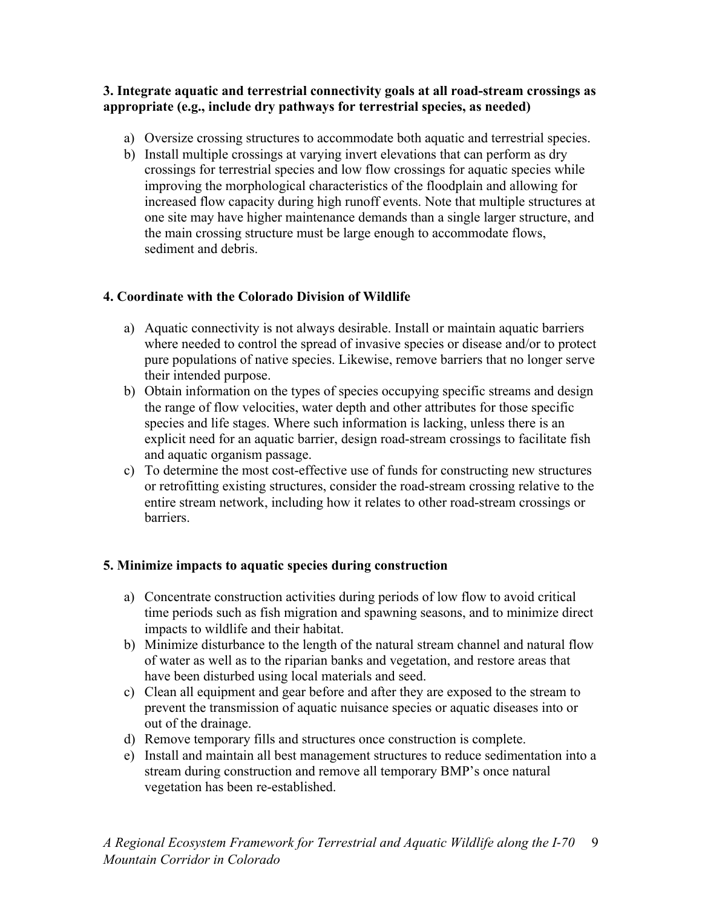**3. Integrate aquatic and terrestrial connectivity goals at all road-stream crossings as appropriate (e.g., include dry pathways for terrestrial species, as needed)**

a) Oversize crossing structures to accommodate both aquatic and terrestrial species.
b) Install multiple crossings at varying invert elevations that can perform as dry crossings for terrestrial species and low flow crossings for aquatic species while improving the morphological characteristics of the floodplain and allowing for increased flow capacity during high runoff events. Note that multiple structures at one site may have higher maintenance demands than a single larger structure, and the main crossing structure must be large enough to accommodate flows, sediment and debris.

**4. Coordinate with the Colorado Division of Wildlife**

a) Aquatic connectivity is not always desirable. Install or maintain aquatic barriers where needed to control the spread of invasive species or disease and/or to protect pure populations of native species. Likewise, remove barriers that no longer serve their intended purpose.
b) Obtain information on the types of species occupying specific streams and design the range of flow velocities, water depth and other attributes for those specific species and life stages. Where such information is lacking, unless there is an explicit need for an aquatic barrier, design road-stream crossings to facilitate fish and aquatic organism passage.
c) To determine the most cost-effective use of funds for constructing new structures or retrofitting existing structures, consider the road-stream crossing relative to the entire stream network, including how it relates to other road-stream crossings or barriers.

**5. Minimize impacts to aquatic species during construction**

a) Concentrate construction activities during periods of low flow to avoid critical time periods such as fish migration and spawning seasons, and to minimize direct impacts to wildlife and their habitat.
b) Minimize disturbance to the length of the natural stream channel and natural flow of water as well as to the riparian banks and vegetation, and restore areas that have been disturbed using local materials and seed.
c) Clean all equipment and gear before and after they are exposed to the stream to prevent the transmission of aquatic nuisance species or aquatic diseases into or out of the drainage.
d) Remove temporary fills and structures once construction is complete.
e) Install and maintain all best management structures to reduce sedimentation into a stream during construction and remove all temporary BMP's once natural vegetation has been re-established.